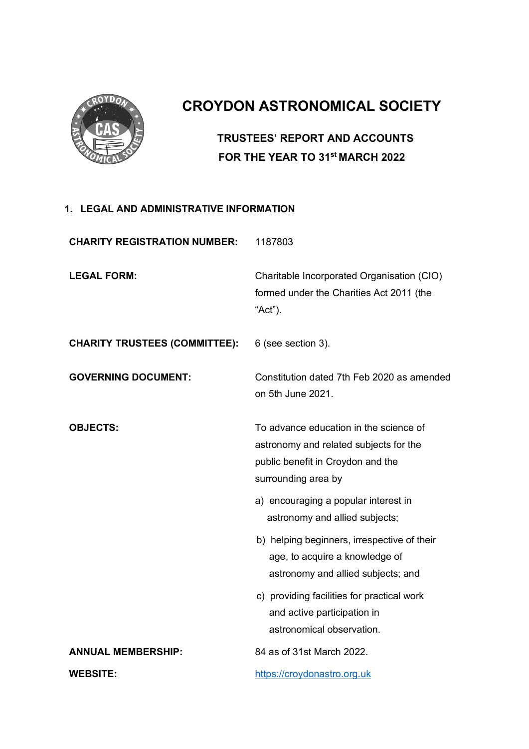# CROYDON ASTRONOMICAL SOCIETY

## TRUSTEES' REPORT AND ACCOUNTS FOR THE YEAR TO 31st MARCH 2022

## 1. LEGAL AND ADMINISTRATIVE INFORMATION

**CHARITY REGISTRATION NUMBER:** 1187803

**LEGAL FORM:** Charitable Incorporated Organisation (CIO) formed under the Charities Act 2011 (the "Act").

**CHARITY TRUSTEES (COMMITTEE):** 6 (see section 3).

**GOVERNING DOCUMENT:** Constitution dated 7th Feb 2020 as amended on 5th June 2021.

**OBJECTS:** To advance education in the science of astronomy and related subjects for the public benefit in Croydon and the surrounding area by

a) encouraging a popular interest in astronomy and allied subjects;

b) helping beginners, irrespective of their age, to acquire a knowledge of astronomy and allied subjects; and

c) providing facilities for practical work and active participation in astronomical observation.

**ANNUAL MEMBERSHIP:** 84 as of 31st March 2022.

**WEBSITE:** https://croydonastro.org.uk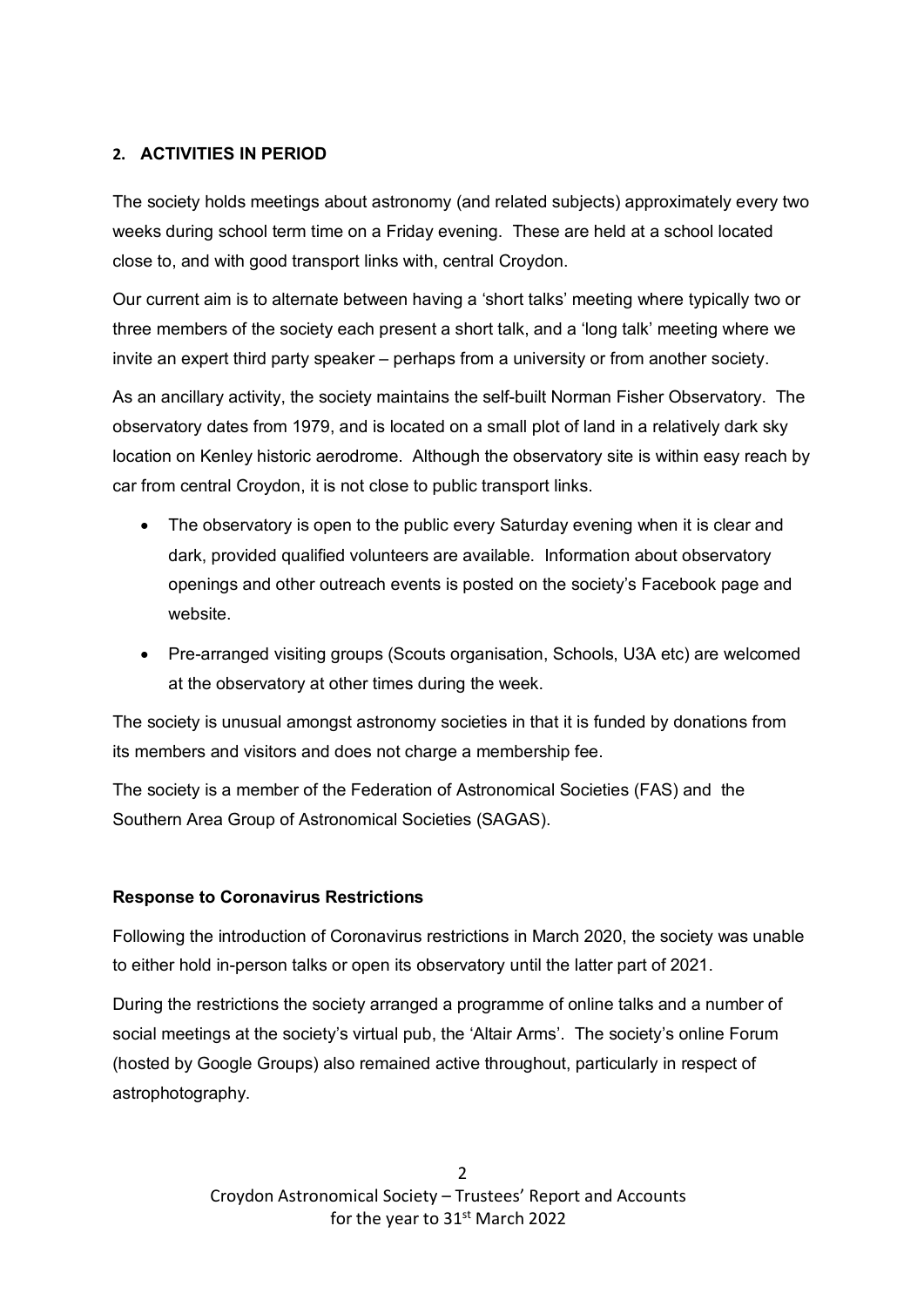## 2. ACTIVITIES IN PERIOD

The society holds meetings about astronomy (and related subjects) approximately every two weeks during school term time on a Friday evening. These are held at a school located close to, and with good transport links with, central Croydon.

Our current aim is to alternate between having a 'short talks' meeting where typically two or three members of the society each present a short talk, and a 'long talk' meeting where we invite an expert third party speaker – perhaps from a university or from another society.

As an ancillary activity, the society maintains the self-built Norman Fisher Observatory. The observatory dates from 1979, and is located on a small plot of land in a relatively dark sky location on Kenley historic aerodrome. Although the observatory site is within easy reach by car from central Croydon, it is not close to public transport links.

- The observatory is open to the public every Saturday evening when it is clear and dark, provided qualified volunteers are available. Information about observatory openings and other outreach events is posted on the society's Facebook page and website.
- Pre-arranged visiting groups (Scouts organisation, Schools, U3A etc) are welcomed at the observatory at other times during the week.

The society is unusual amongst astronomy societies in that it is funded by donations from its members and visitors and does not charge a membership fee.

The society is a member of the Federation of Astronomical Societies (FAS) and the Southern Area Group of Astronomical Societies (SAGAS).

### Response to Coronavirus Restrictions

Following the introduction of Coronavirus restrictions in March 2020, the society was unable to either hold in-person talks or open its observatory until the latter part of 2021.

During the restrictions the society arranged a programme of online talks and a number of social meetings at the society's virtual pub, the 'Altair Arms'. The society's online Forum (hosted by Google Groups) also remained active throughout, particularly in respect of astrophotography.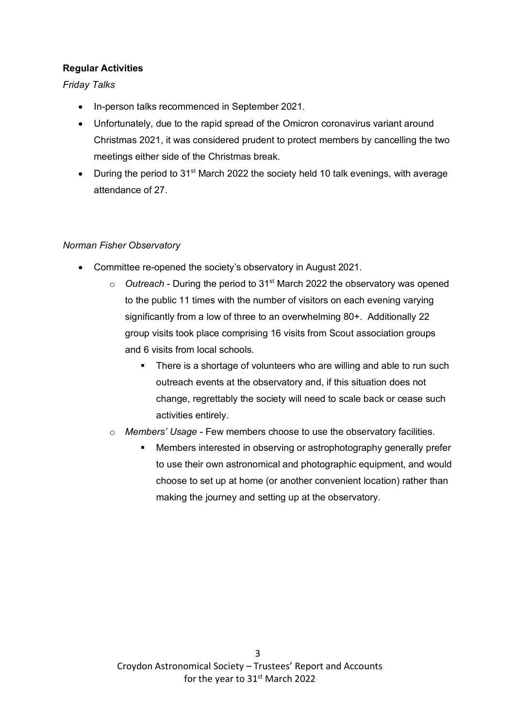**Regular Activities**

*Friday Talks*

- In-person talks recommenced in September 2021.
- Unfortunately, due to the rapid spread of the Omicron coronavirus variant around Christmas 2021, it was considered prudent to protect members by cancelling the two meetings either side of the Christmas break.
- During the period to 31st March 2022 the society held 10 talk evenings, with average attendance of 27.

*Norman Fisher Observatory*

- Committee re-opened the society's observatory in August 2021.
  - *Outreach* - During the period to 31st March 2022 the observatory was opened to the public 11 times with the number of visitors on each evening varying significantly from a low of three to an overwhelming 80+. Additionally 22 group visits took place comprising 16 visits from Scout association groups and 6 visits from local schools.
    - There is a shortage of volunteers who are willing and able to run such outreach events at the observatory and, if this situation does not change, regrettably the society will need to scale back or cease such activities entirely.
  - *Members' Usage* - Few members choose to use the observatory facilities.
    - Members interested in observing or astrophotography generally prefer to use their own astronomical and photographic equipment, and would choose to set up at home (or another convenient location) rather than making the journey and setting up at the observatory.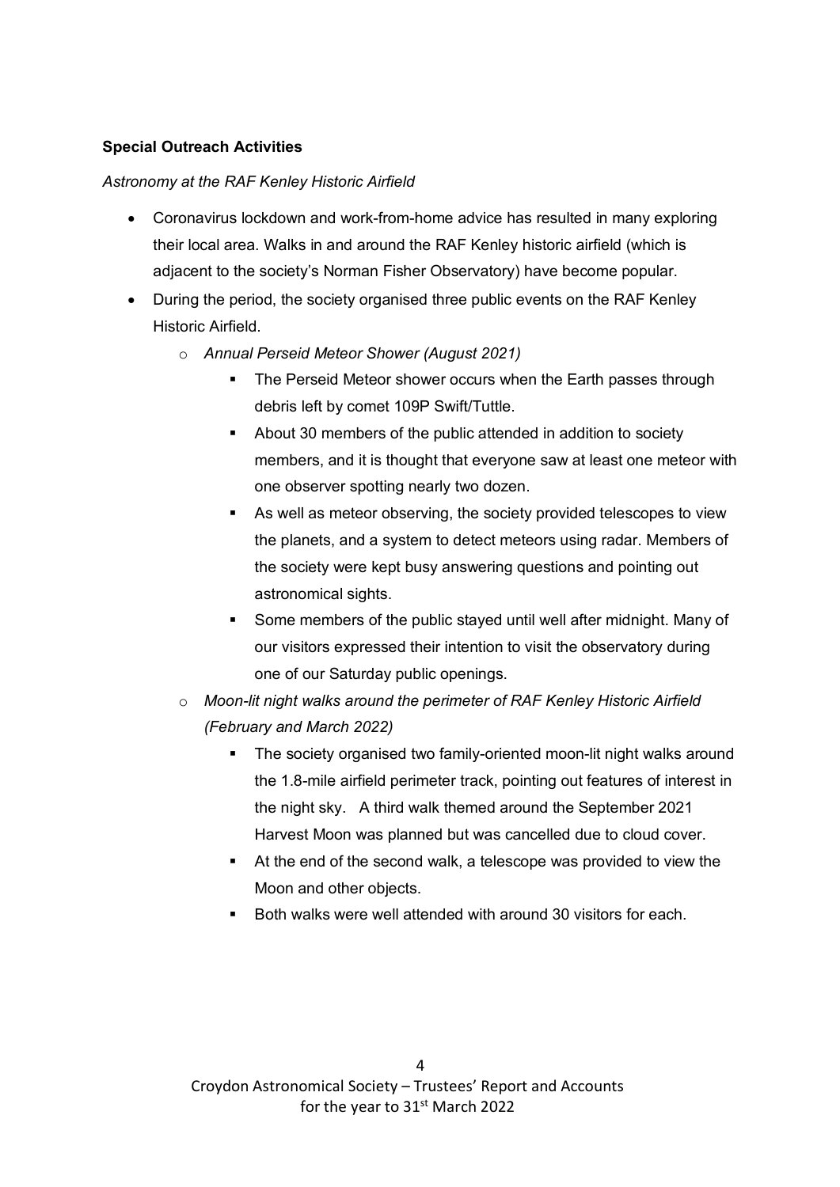**Special Outreach Activities**

*Astronomy at the RAF Kenley Historic Airfield*

- Coronavirus lockdown and work-from-home advice has resulted in many exploring their local area. Walks in and around the RAF Kenley historic airfield (which is adjacent to the society's Norman Fisher Observatory) have become popular.
- During the period, the society organised three public events on the RAF Kenley Historic Airfield.
    - *Annual Perseid Meteor Shower (August 2021)*
        - The Perseid Meteor shower occurs when the Earth passes through debris left by comet 109P Swift/Tuttle.
        - About 30 members of the public attended in addition to society members, and it is thought that everyone saw at least one meteor with one observer spotting nearly two dozen.
        - As well as meteor observing, the society provided telescopes to view the planets, and a system to detect meteors using radar. Members of the society were kept busy answering questions and pointing out astronomical sights.
        - Some members of the public stayed until well after midnight. Many of our visitors expressed their intention to visit the observatory during one of our Saturday public openings.
    - *Moon-lit night walks around the perimeter of RAF Kenley Historic Airfield (February and March 2022)*
        - The society organised two family-oriented moon-lit night walks around the 1.8-mile airfield perimeter track, pointing out features of interest in the night sky. A third walk themed around the September 2021 Harvest Moon was planned but was cancelled due to cloud cover.
        - At the end of the second walk, a telescope was provided to view the Moon and other objects.
        - Both walks were well attended with around 30 visitors for each.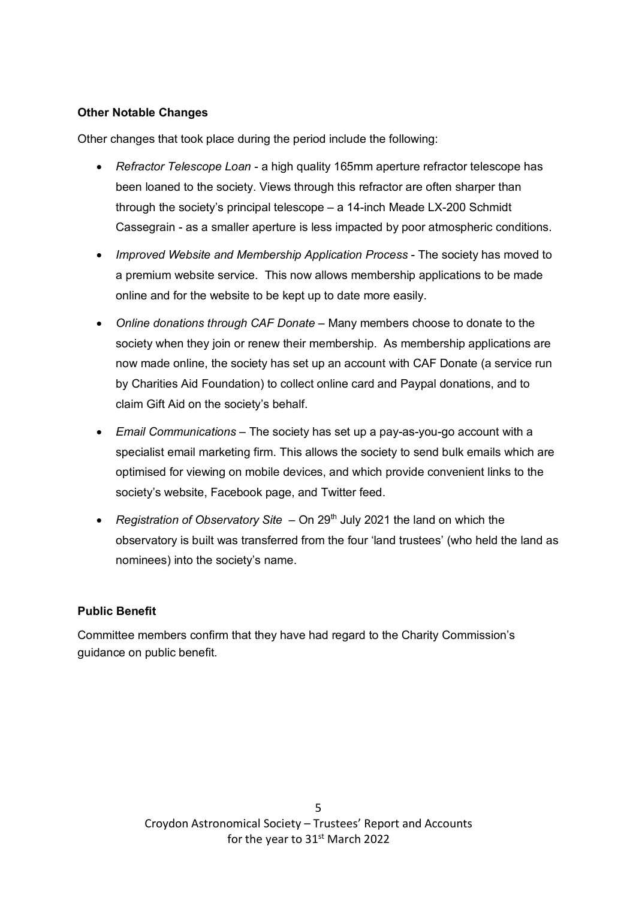**Other Notable Changes**

Other changes that took place during the period include the following:

- *Refractor Telescope Loan* - a high quality 165mm aperture refractor telescope has been loaned to the society. Views through this refractor are often sharper than through the society's principal telescope – a 14-inch Meade LX-200 Schmidt Cassegrain - as a smaller aperture is less impacted by poor atmospheric conditions.
- *Improved Website and Membership Application Process* - The society has moved to a premium website service. This now allows membership applications to be made online and for the website to be kept up to date more easily.
- *Online donations through CAF Donate* – Many members choose to donate to the society when they join or renew their membership. As membership applications are now made online, the society has set up an account with CAF Donate (a service run by Charities Aid Foundation) to collect online card and Paypal donations, and to claim Gift Aid on the society's behalf.
- *Email Communications* – The society has set up a pay-as-you-go account with a specialist email marketing firm. This allows the society to send bulk emails which are optimised for viewing on mobile devices, and which provide convenient links to the society's website, Facebook page, and Twitter feed.
- *Registration of Observatory Site* – On 29th July 2021 the land on which the observatory is built was transferred from the four 'land trustees' (who held the land as nominees) into the society's name.

**Public Benefit**

Committee members confirm that they have had regard to the Charity Commission's guidance on public benefit.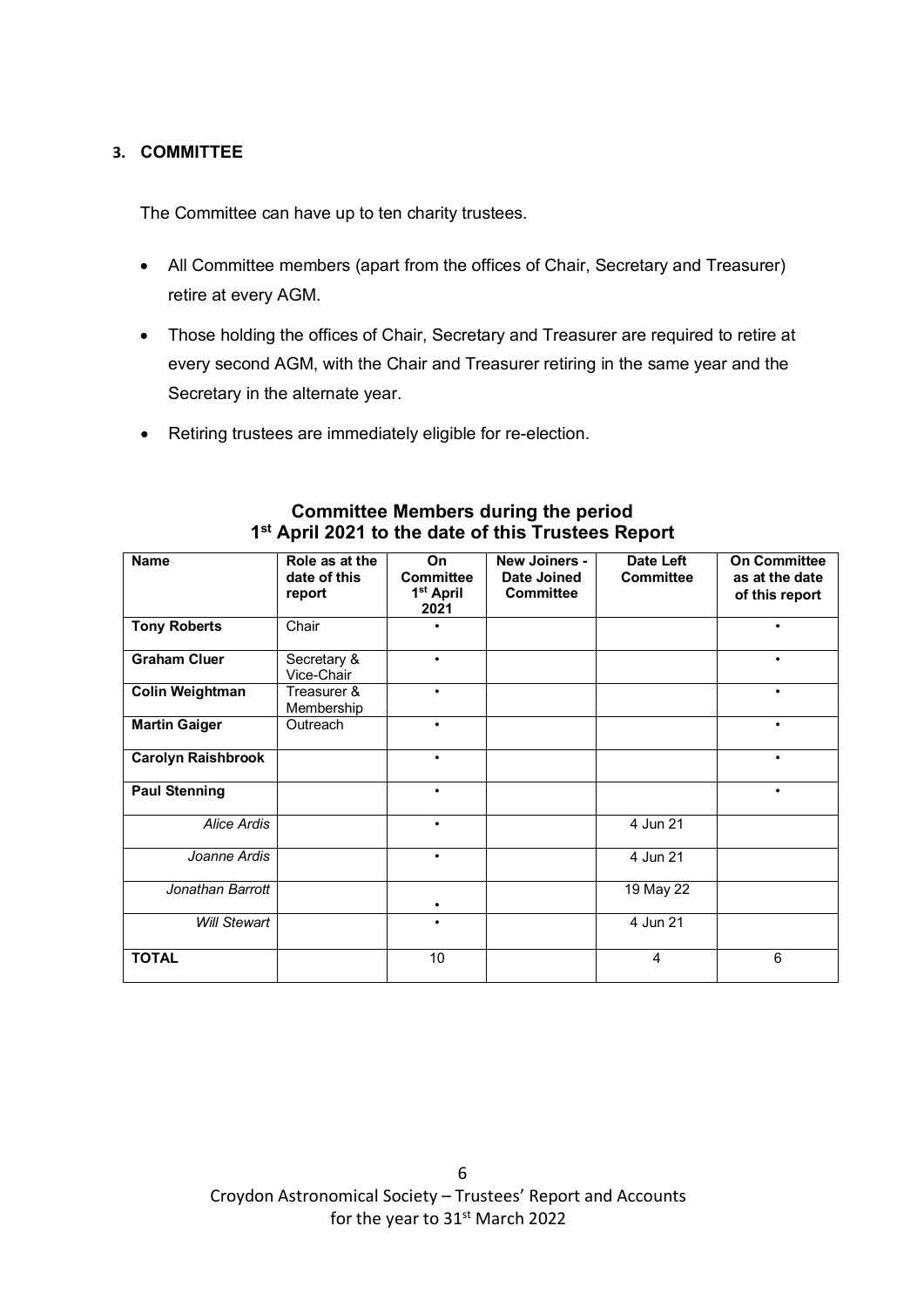### 3. COMMITTEE

The Committee can have up to ten charity trustees.

- All Committee members (apart from the offices of Chair, Secretary and Treasurer) retire at every AGM.
- Those holding the offices of Chair, Secretary and Treasurer are required to retire at every second AGM, with the Chair and Treasurer retiring in the same year and the Secretary in the alternate year.
- Retiring trustees are immediately eligible for re-election.

**Committee Members during the period 1st April 2021 to the date of this Trustees Report**

| Name | Role as at the date of this report | On Committee 1st April 2021 | New Joiners - Date Joined Committee | Date Left Committee | On Committee as at the date of this report |
|---|---|---|---|---|---|
| **Tony Roberts** | Chair | • | | | • |
| **Graham Cluer** | Secretary & Vice-Chair | • | | | • |
| **Colin Weightman** | Treasurer & Membership | • | | | • |
| **Martin Gaiger** | Outreach | • | | | • |
| **Carolyn Raishbrook** | | • | | | • |
| **Paul Stenning** | | • | | | • |
| *Alice Ardis* | | • | | 4 Jun 21 | |
| *Joanne Ardis* | | • | | 4 Jun 21 | |
| *Jonathan Barrott* | | • | | 19 May 22 | |
| *Will Stewart* | | • | | 4 Jun 21 | |
| **TOTAL** | | 10 | | 4 | 6 |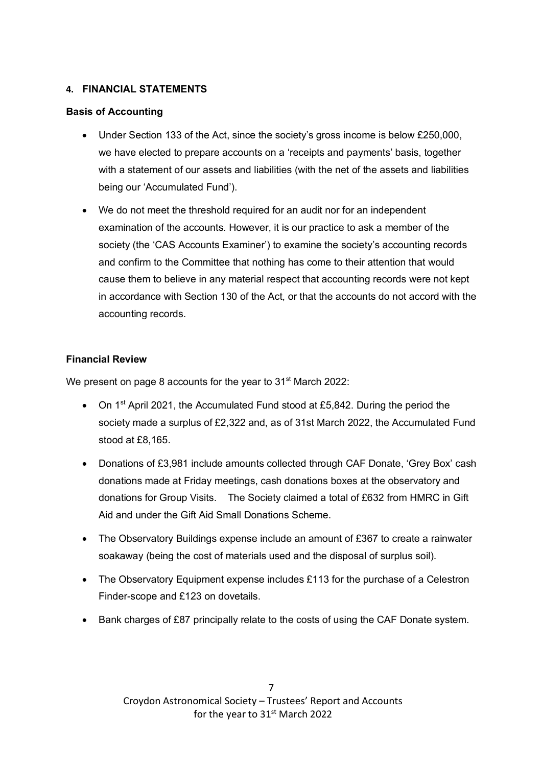#### 4. FINANCIAL STATEMENTS

**Basis of Accounting**

- Under Section 133 of the Act, since the society's gross income is below £250,000, we have elected to prepare accounts on a 'receipts and payments' basis, together with a statement of our assets and liabilities (with the net of the assets and liabilities being our 'Accumulated Fund').
- We do not meet the threshold required for an audit nor for an independent examination of the accounts. However, it is our practice to ask a member of the society (the 'CAS Accounts Examiner') to examine the society's accounting records and confirm to the Committee that nothing has come to their attention that would cause them to believe in any material respect that accounting records were not kept in accordance with Section 130 of the Act, or that the accounts do not accord with the accounting records.

**Financial Review**

We present on page 8 accounts for the year to 31st March 2022:

- On 1st April 2021, the Accumulated Fund stood at £5,842. During the period the society made a surplus of £2,322 and, as of 31st March 2022, the Accumulated Fund stood at £8,165.
- Donations of £3,981 include amounts collected through CAF Donate, 'Grey Box' cash donations made at Friday meetings, cash donations boxes at the observatory and donations for Group Visits. The Society claimed a total of £632 from HMRC in Gift Aid and under the Gift Aid Small Donations Scheme.
- The Observatory Buildings expense include an amount of £367 to create a rainwater soakaway (being the cost of materials used and the disposal of surplus soil).
- The Observatory Equipment expense includes £113 for the purchase of a Celestron Finder-scope and £123 on dovetails.
- Bank charges of £87 principally relate to the costs of using the CAF Donate system.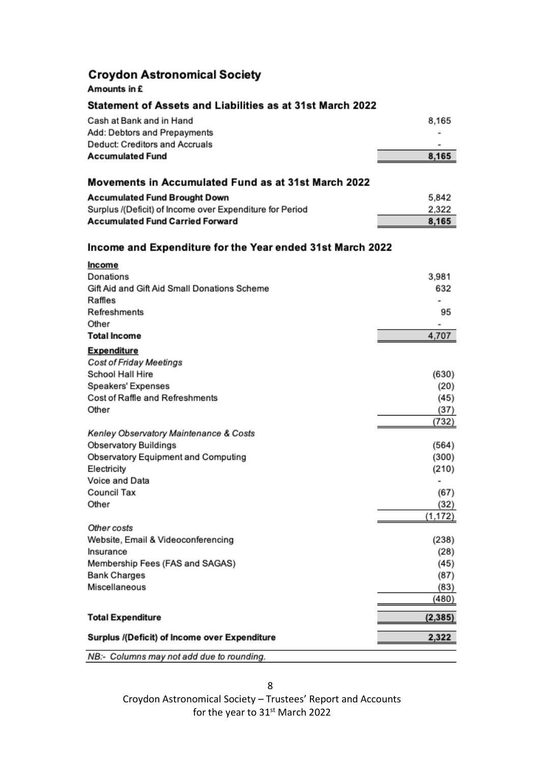## Croydon Astronomical Society

**Amounts in £**

### Statement of Assets and Liabilities as at 31st March 2022

| | |
|---|---|
| Cash at Bank and in Hand | 8,165 |
| Add: Debtors and Prepayments | - |
| Deduct: Creditors and Accruals | - |
| **Accumulated Fund** | **8,165** |

### Movements in Accumulated Fund as at 31st March 2022

| | |
|---|---|
| **Accumulated Fund Brought Down** | 5,842 |
| Surplus /(Deficit) of Income over Expenditure for Period | 2,322 |
| **Accumulated Fund Carried Forward** | **8,165** |

### Income and Expenditure for the Year ended 31st March 2022

| | |
|---|---|
| **Income** | |
| Donations | 3,981 |
| Gift Aid and Gift Aid Small Donations Scheme | 632 |
| Raffles | - |
| Refreshments | 95 |
| Other | - |
| **Total Income** | **4,707** |
| **Expenditure** | |
| *Cost of Friday Meetings* | |
| School Hall Hire | (630) |
| Speakers' Expenses | (20) |
| Cost of Raffle and Refreshments | (45) |
| Other | (37) |
| | (732) |
| *Kenley Observatory Maintenance & Costs* | |
| Observatory Buildings | (564) |
| Observatory Equipment and Computing | (300) |
| Electricity | (210) |
| Voice and Data | - |
| Council Tax | (67) |
| Other | (32) |
| | (1,172) |
| *Other costs* | |
| Website, Email & Videoconferencing | (238) |
| Insurance | (28) |
| Membership Fees (FAS and SAGAS) | (45) |
| Bank Charges | (87) |
| Miscellaneous | (83) |
| | (480) |
| **Total Expenditure** | **(2,385)** |
| **Surplus /(Deficit) of Income over Expenditure** | **2,322** |

*NB:- Columns may not add due to rounding.*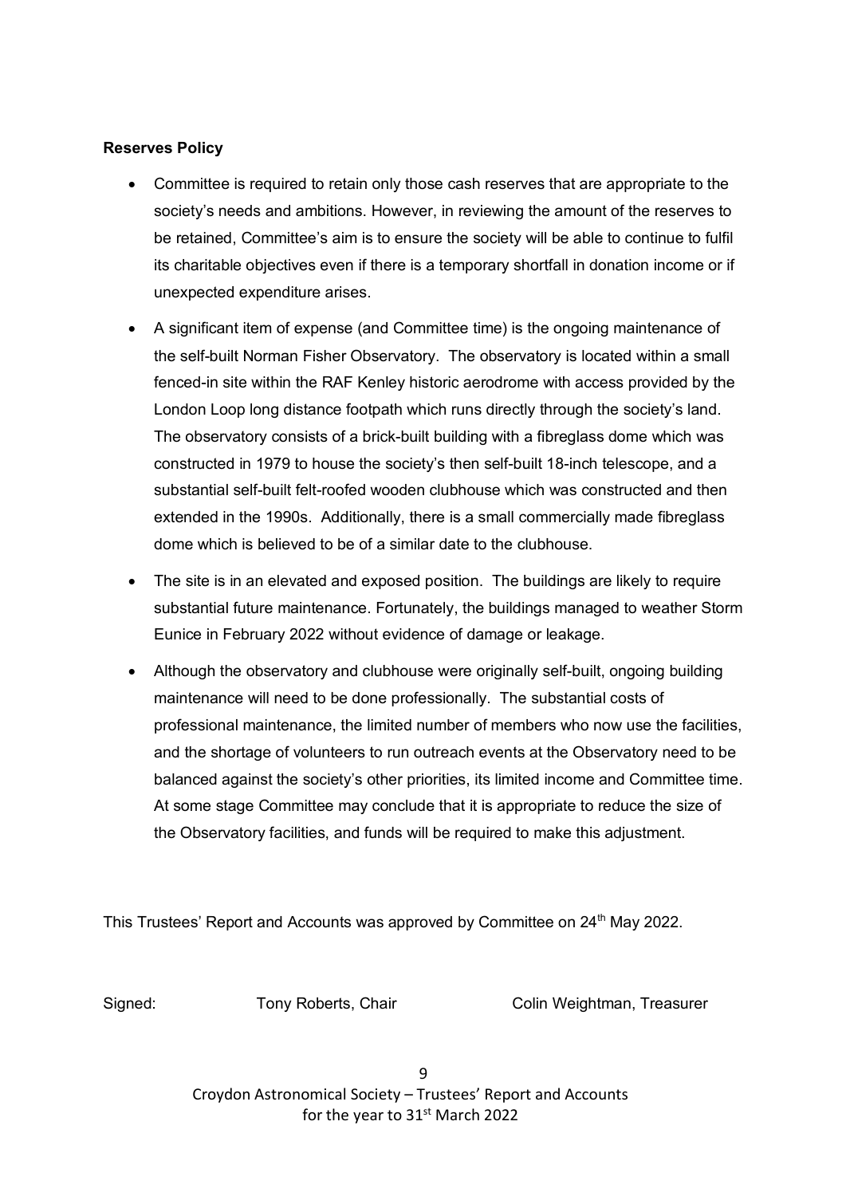**Reserves Policy**

- Committee is required to retain only those cash reserves that are appropriate to the society's needs and ambitions. However, in reviewing the amount of the reserves to be retained, Committee's aim is to ensure the society will be able to continue to fulfil its charitable objectives even if there is a temporary shortfall in donation income or if unexpected expenditure arises.
- A significant item of expense (and Committee time) is the ongoing maintenance of the self-built Norman Fisher Observatory. The observatory is located within a small fenced-in site within the RAF Kenley historic aerodrome with access provided by the London Loop long distance footpath which runs directly through the society's land. The observatory consists of a brick-built building with a fibreglass dome which was constructed in 1979 to house the society's then self-built 18-inch telescope, and a substantial self-built felt-roofed wooden clubhouse which was constructed and then extended in the 1990s. Additionally, there is a small commercially made fibreglass dome which is believed to be of a similar date to the clubhouse.
- The site is in an elevated and exposed position. The buildings are likely to require substantial future maintenance. Fortunately, the buildings managed to weather Storm Eunice in February 2022 without evidence of damage or leakage.
- Although the observatory and clubhouse were originally self-built, ongoing building maintenance will need to be done professionally. The substantial costs of professional maintenance, the limited number of members who now use the facilities, and the shortage of volunteers to run outreach events at the Observatory need to be balanced against the society's other priorities, its limited income and Committee time. At some stage Committee may conclude that it is appropriate to reduce the size of the Observatory facilities, and funds will be required to make this adjustment.

This Trustees' Report and Accounts was approved by Committee on 24th May 2022.

Signed: Tony Roberts, Chair Colin Weightman, Treasurer